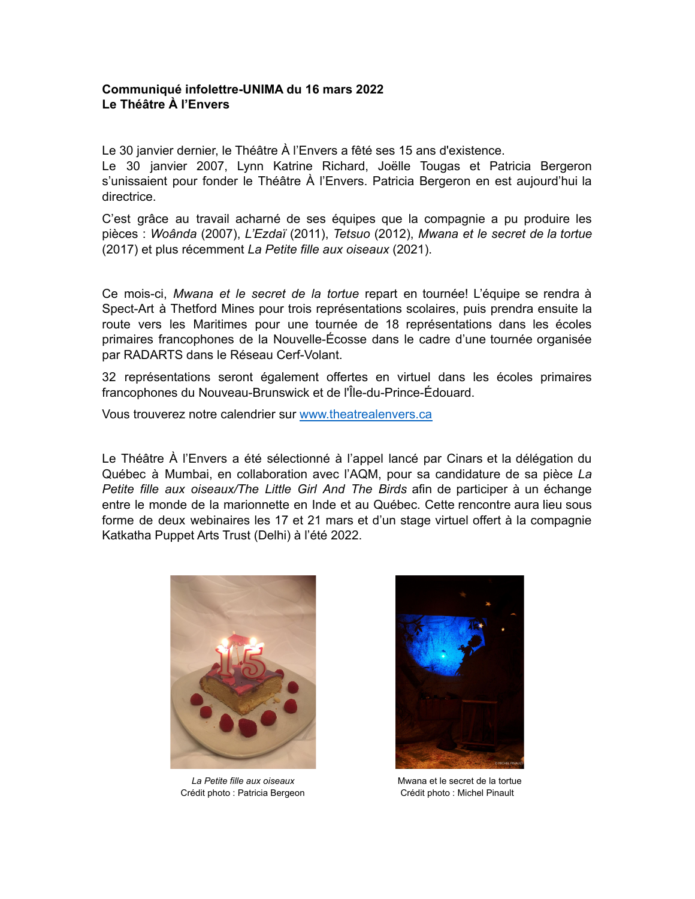**Communiqué infolettre-UNIMA du 16 mars 2022**
**Le Théâtre À l'Envers**

Le 30 janvier dernier, le Théâtre À l'Envers a fêté ses 15 ans d'existence.
Le 30 janvier 2007, Lynn Katrine Richard, Joëlle Tougas et Patricia Bergeron s'unissaient pour fonder le Théâtre À l'Envers. Patricia Bergeron en est aujourd'hui la directrice.

C'est grâce au travail acharné de ses équipes que la compagnie a pu produire les pièces : *Woânda* (2007), *L'Ezdaï* (2011), *Tetsuo* (2012), *Mwana et le secret de la tortue* (2017) et plus récemment *La Petite fille aux oiseaux* (2021).

Ce mois-ci, *Mwana et le secret de la tortue* repart en tournée! L'équipe se rendra à Spect-Art à Thetford Mines pour trois représentations scolaires, puis prendra ensuite la route vers les Maritimes pour une tournée de 18 représentations dans les écoles primaires francophones de la Nouvelle-Écosse dans le cadre d'une tournée organisée par RADARTS dans le Réseau Cerf-Volant.

32 représentations seront également offertes en virtuel dans les écoles primaires francophones du Nouveau-Brunswick et de l'Île-du-Prince-Édouard.

Vous trouverez notre calendrier sur [www.theatrealenvers.ca](http://www.theatrealenvers.ca)

Le Théâtre À l'Envers a été sélectionné à l'appel lancé par Cinars et la délégation du Québec à Mumbai, en collaboration avec l'AQM, pour sa candidature de sa pièce *La Petite fille aux oiseaux/The Little Girl And The Birds* afin de participer à un échange entre le monde de la marionnette en Inde et au Québec. Cette rencontre aura lieu sous forme de deux webinaires les 17 et 21 mars et d'un stage virtuel offert à la compagnie Katkatha Puppet Arts Trust (Delhi) à l'été 2022.

*La Petite fille aux oiseaux*
Crédit photo : Patricia Bergeon

Mwana et le secret de la tortue
Crédit photo : Michel Pinault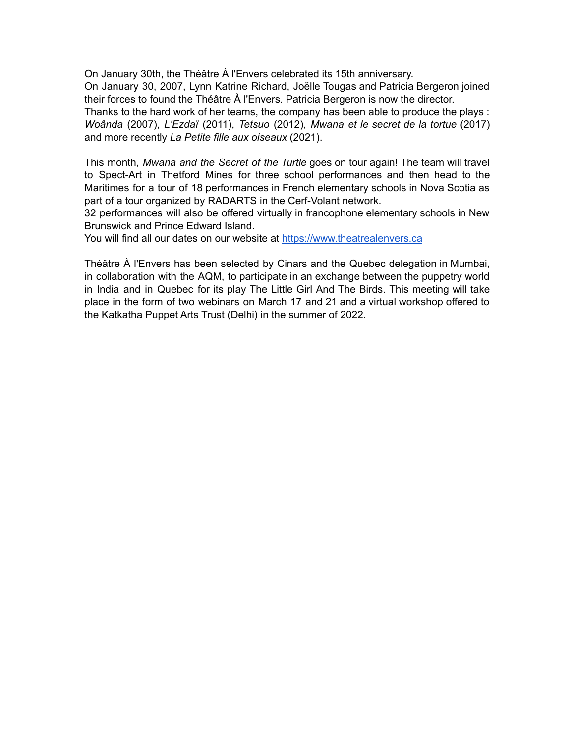On January 30th, the Théâtre À l'Envers celebrated its 15th anniversary.
On January 30, 2007, Lynn Katrine Richard, Joëlle Tougas and Patricia Bergeron joined their forces to found the Théâtre À l'Envers. Patricia Bergeron is now the director.
Thanks to the hard work of her teams, the company has been able to produce the plays : *Woânda* (2007), *L'Ezdaï* (2011), *Tetsuo* (2012), *Mwana et le secret de la tortue* (2017) and more recently *La Petite fille aux oiseaux* (2021).

This month, *Mwana and the Secret of the Turtle* goes on tour again! The team will travel to Spect-Art in Thetford Mines for three school performances and then head to the Maritimes for a tour of 18 performances in French elementary schools in Nova Scotia as part of a tour organized by RADARTS in the Cerf-Volant network.
32 performances will also be offered virtually in francophone elementary schools in New Brunswick and Prince Edward Island.
You will find all our dates on our website at [https://www.theatrealenvers.ca](https://www.theatrealenvers.ca)

Théâtre À l'Envers has been selected by Cinars and the Quebec delegation in Mumbai, in collaboration with the AQM, to participate in an exchange between the puppetry world in India and in Quebec for its play The Little Girl And The Birds. This meeting will take place in the form of two webinars on March 17 and 21 and a virtual workshop offered to the Katkatha Puppet Arts Trust (Delhi) in the summer of 2022.